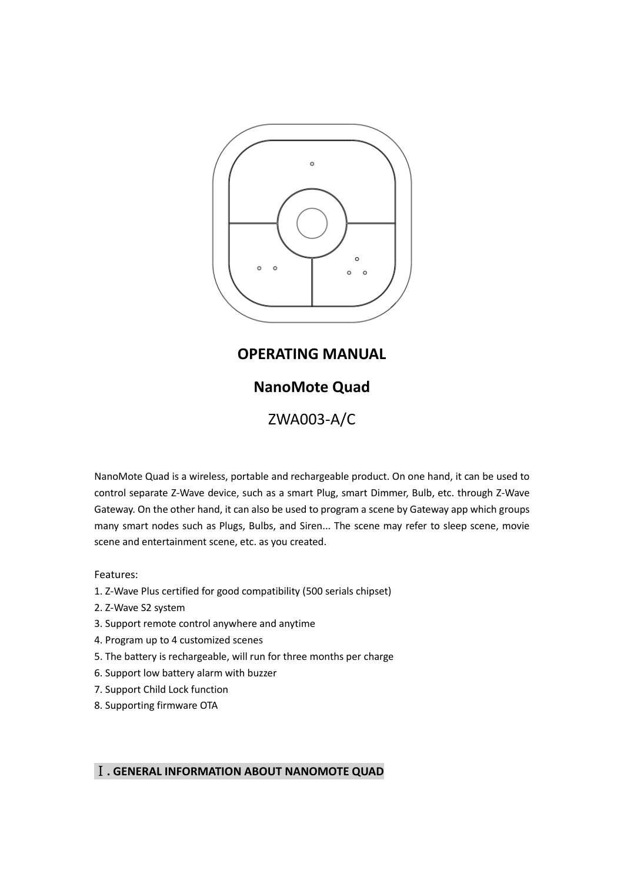# OPERATING MANUAL

## NanoMote Quad

ZWA003-A/C

NanoMote Quad is a wireless, portable and rechargeable product. On one hand, it can be used to control separate Z-Wave device, such as a smart Plug, smart Dimmer, Bulb, etc. through Z-Wave Gateway. On the other hand, it can also be used to program a scene by Gateway app which groups many smart nodes such as Plugs, Bulbs, and Siren... The scene may refer to sleep scene, movie scene and entertainment scene, etc. as you created.

Features:

1. Z-Wave Plus certified for good compatibility (500 serials chipset)
2. Z-Wave S2 system
3. Support remote control anywhere and anytime
4. Program up to 4 customized scenes
5. The battery is rechargeable, will run for three months per charge
6. Support low battery alarm with buzzer
7. Support Child Lock function
8. Supporting firmware OTA

## Ⅰ. GENERAL INFORMATION ABOUT NANOMOTE QUAD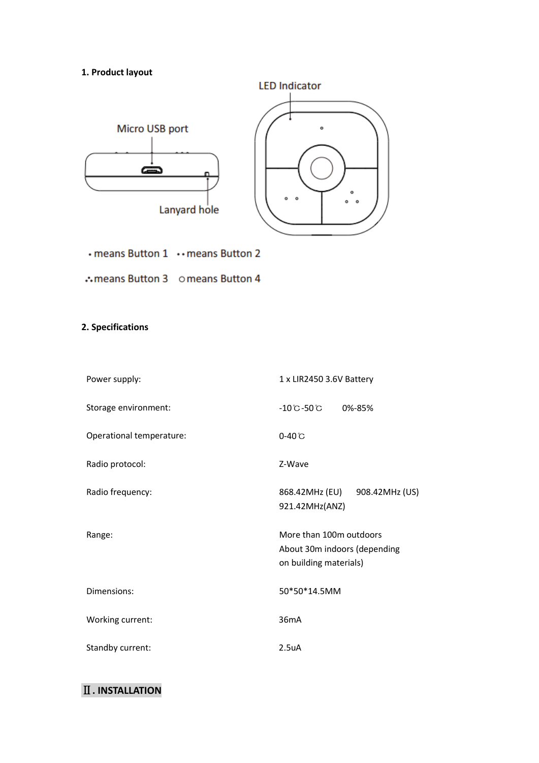**1. Product layout**

LED Indicator

Micro USB port

Lanyard hole

• means Button 1  •• means Button 2

∴ means Button 3  ○ means Button 4

**2. Specifications**

| | |
|---|---|
| Power supply: | 1 x LIR2450 3.6V Battery |
| Storage environment: | -10℃-50℃   0%-85% |
| Operational temperature: | 0-40℃ |
| Radio protocol: | Z-Wave |
| Radio frequency: | 868.42MHz (EU)   908.42MHz (US) 921.42MHz(ANZ) |
| Range: | More than 100m outdoors About 30m indoors (depending on building materials) |
| Dimensions: | 50*50*14.5MM |
| Working current: | 36mA |
| Standby current: | 2.5uA |

## Ⅱ. INSTALLATION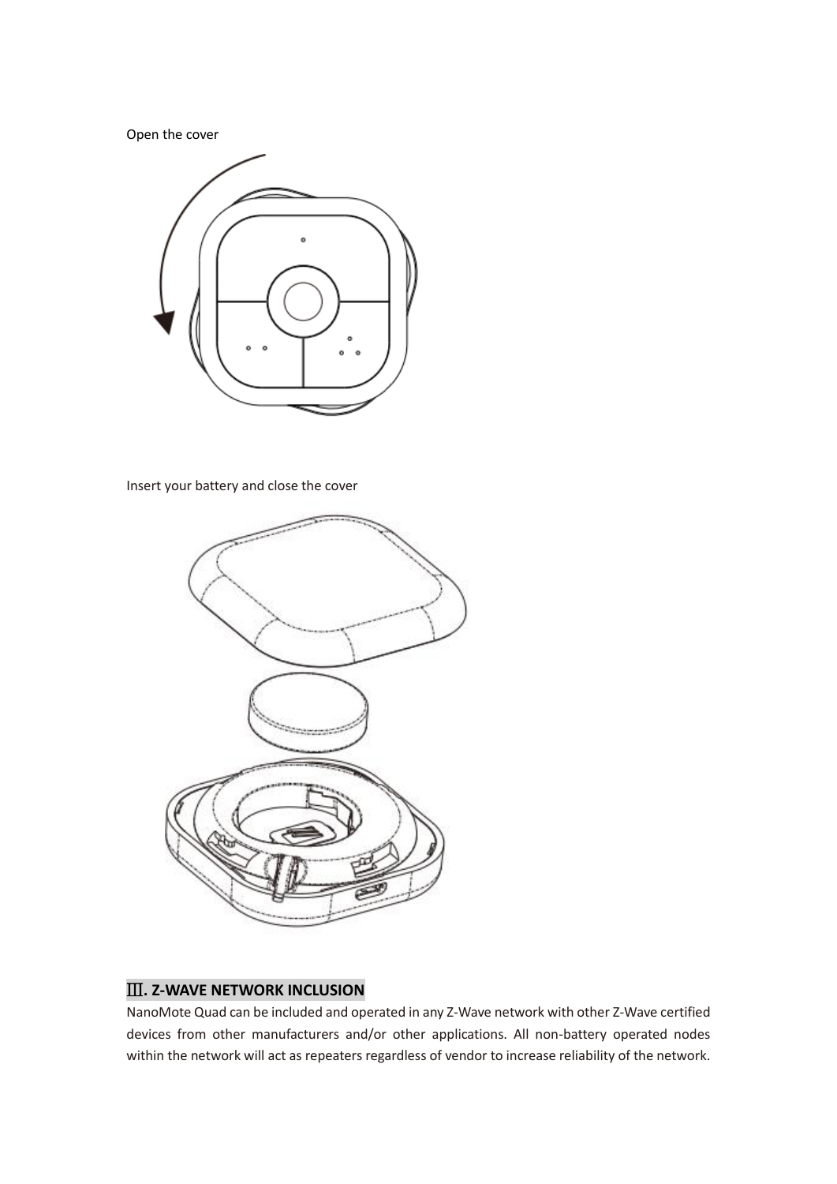Open the cover

Insert your battery and close the cover

## Ⅲ. Z-WAVE NETWORK INCLUSION

NanoMote Quad can be included and operated in any Z-Wave network with other Z-Wave certified devices from other manufacturers and/or other applications. All non-battery operated nodes within the network will act as repeaters regardless of vendor to increase reliability of the network.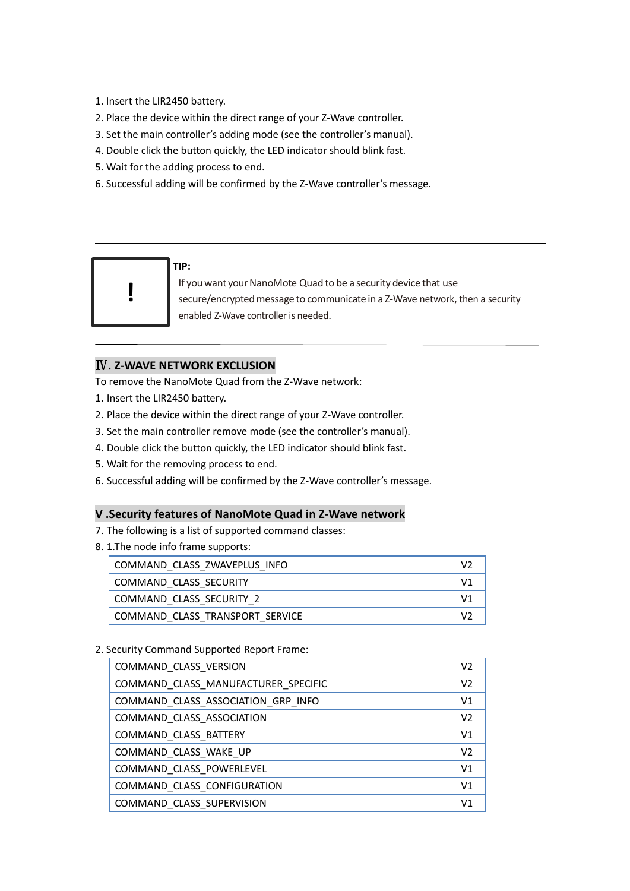1. Insert the LIR2450 battery.
2. Place the device within the direct range of your Z-Wave controller.
3. Set the main controller's adding mode (see the controller's manual).
4. Double click the button quickly, the LED indicator should blink fast.
5. Wait for the adding process to end.
6. Successful adding will be confirmed by the Z-Wave controller's message.

---

**!**

**TIP:**

If you want your NanoMote Quad to be a security device that use secure/encrypted message to communicate in a Z-Wave network, then a security enabled Z-Wave controller is needed.

---

## Ⅳ. Z-WAVE NETWORK EXCLUSION

To remove the NanoMote Quad from the Z-Wave network:

1. Insert the LIR2450 battery.
2. Place the device within the direct range of your Z-Wave controller.
3. Set the main controller remove mode (see the controller's manual).
4. Double click the button quickly, the LED indicator should blink fast.
5. Wait for the removing process to end.
6. Successful adding will be confirmed by the Z-Wave controller's message.

## V .Security features of NanoMote Quad in Z-Wave network

7. The following is a list of supported command classes:
8. 1.The node info frame supports:

| | |
|---|---|
| COMMAND_CLASS_ZWAVEPLUS_INFO | V2 |
| COMMAND_CLASS_SECURITY | V1 |
| COMMAND_CLASS_SECURITY_2 | V1 |
| COMMAND_CLASS_TRANSPORT_SERVICE | V2 |

2. Security Command Supported Report Frame:

| | |
|---|---|
| COMMAND_CLASS_VERSION | V2 |
| COMMAND_CLASS_MANUFACTURER_SPECIFIC | V2 |
| COMMAND_CLASS_ASSOCIATION_GRP_INFO | V1 |
| COMMAND_CLASS_ASSOCIATION | V2 |
| COMMAND_CLASS_BATTERY | V1 |
| COMMAND_CLASS_WAKE_UP | V2 |
| COMMAND_CLASS_POWERLEVEL | V1 |
| COMMAND_CLASS_CONFIGURATION | V1 |
| COMMAND_CLASS_SUPERVISION | V1 |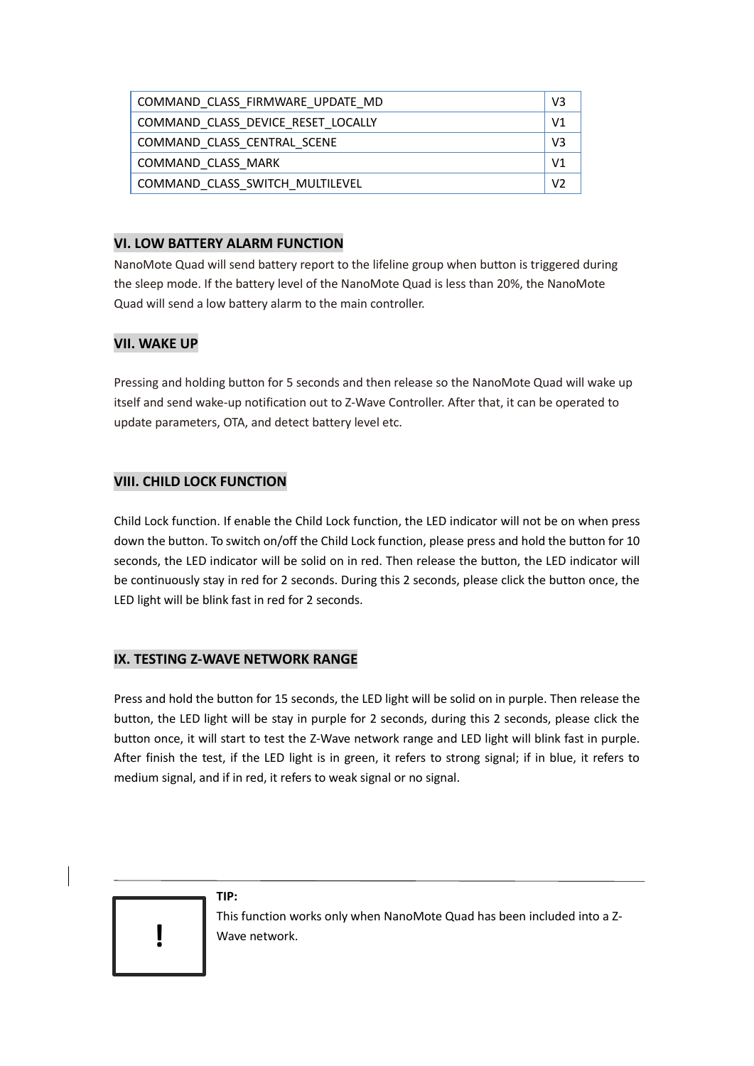| COMMAND_CLASS_FIRMWARE_UPDATE_MD | V3 |
| --- | --- |
| COMMAND_CLASS_DEVICE_RESET_LOCALLY | V1 |
| COMMAND_CLASS_CENTRAL_SCENE | V3 |
| COMMAND_CLASS_MARK | V1 |
| COMMAND_CLASS_SWITCH_MULTILEVEL | V2 |

## VI. LOW BATTERY ALARM FUNCTION

NanoMote Quad will send battery report to the lifeline group when button is triggered during the sleep mode. If the battery level of the NanoMote Quad is less than 20%, the NanoMote Quad will send a low battery alarm to the main controller.

## VII. WAKE UP

Pressing and holding button for 5 seconds and then release so the NanoMote Quad will wake up itself and send wake-up notification out to Z-Wave Controller. After that, it can be operated to update parameters, OTA, and detect battery level etc.

## VIII. CHILD LOCK FUNCTION

Child Lock function. If enable the Child Lock function, the LED indicator will not be on when press down the button. To switch on/off the Child Lock function, please press and hold the button for 10 seconds, the LED indicator will be solid on in red. Then release the button, the LED indicator will be continuously stay in red for 2 seconds. During this 2 seconds, please click the button once, the LED light will be blink fast in red for 2 seconds.

## IX. TESTING Z-WAVE NETWORK RANGE

Press and hold the button for 15 seconds, the LED light will be solid on in purple. Then release the button, the LED light will be stay in purple for 2 seconds, during this 2 seconds, please click the button once, it will start to test the Z-Wave network range and LED light will blink fast in purple. After finish the test, if the LED light is in green, it refers to strong signal; if in blue, it refers to medium signal, and if in red, it refers to weak signal or no signal.

**TIP:**
This function works only when NanoMote Quad has been included into a Z-Wave network.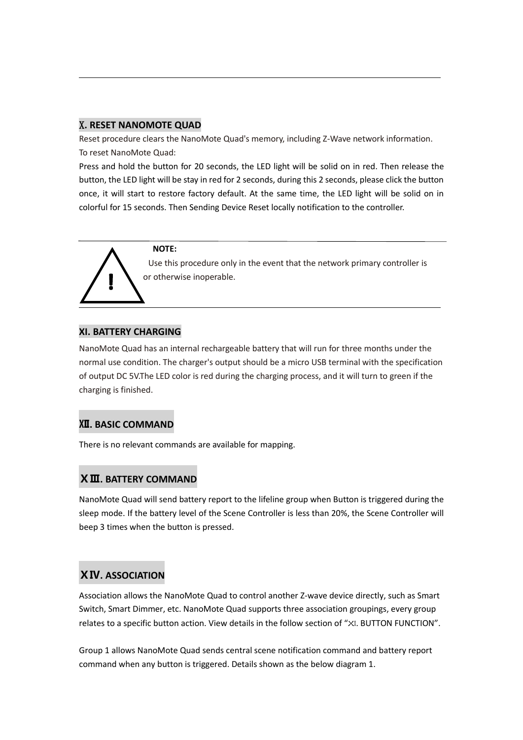## Ⅹ. RESET NANOMOTE QUAD

Reset procedure clears the NanoMote Quad's memory, including Z-Wave network information.

To reset NanoMote Quad:

Press and hold the button for 20 seconds, the LED light will be solid on in red. Then release the button, the LED light will be stay in red for 2 seconds, during this 2 seconds, please click the button once, it will start to restore factory default. At the same time, the LED light will be solid on in colorful for 15 seconds. Then Sending Device Reset locally notification to the controller.

**NOTE:**

Use this procedure only in the event that the network primary controller is or otherwise inoperable.

## XI. BATTERY CHARGING

NanoMote Quad has an internal rechargeable battery that will run for three months under the normal use condition. The charger's output should be a micro USB terminal with the specification of output DC 5V.The LED color is red during the charging process, and it will turn to green if the charging is finished.

## Ⅻ. BASIC COMMAND

There is no relevant commands are available for mapping.

## ⅩⅢ. BATTERY COMMAND

NanoMote Quad will send battery report to the lifeline group when Button is triggered during the sleep mode. If the battery level of the Scene Controller is less than 20%, the Scene Controller will beep 3 times when the button is pressed.

## ⅩⅣ. ASSOCIATION

Association allows the NanoMote Quad to control another Z-wave device directly, such as Smart Switch, Smart Dimmer, etc. NanoMote Quad supports three association groupings, every group relates to a specific button action. View details in the follow section of "Ⅺ. BUTTON FUNCTION".

Group 1 allows NanoMote Quad sends central scene notification command and battery report command when any button is triggered. Details shown as the below diagram 1.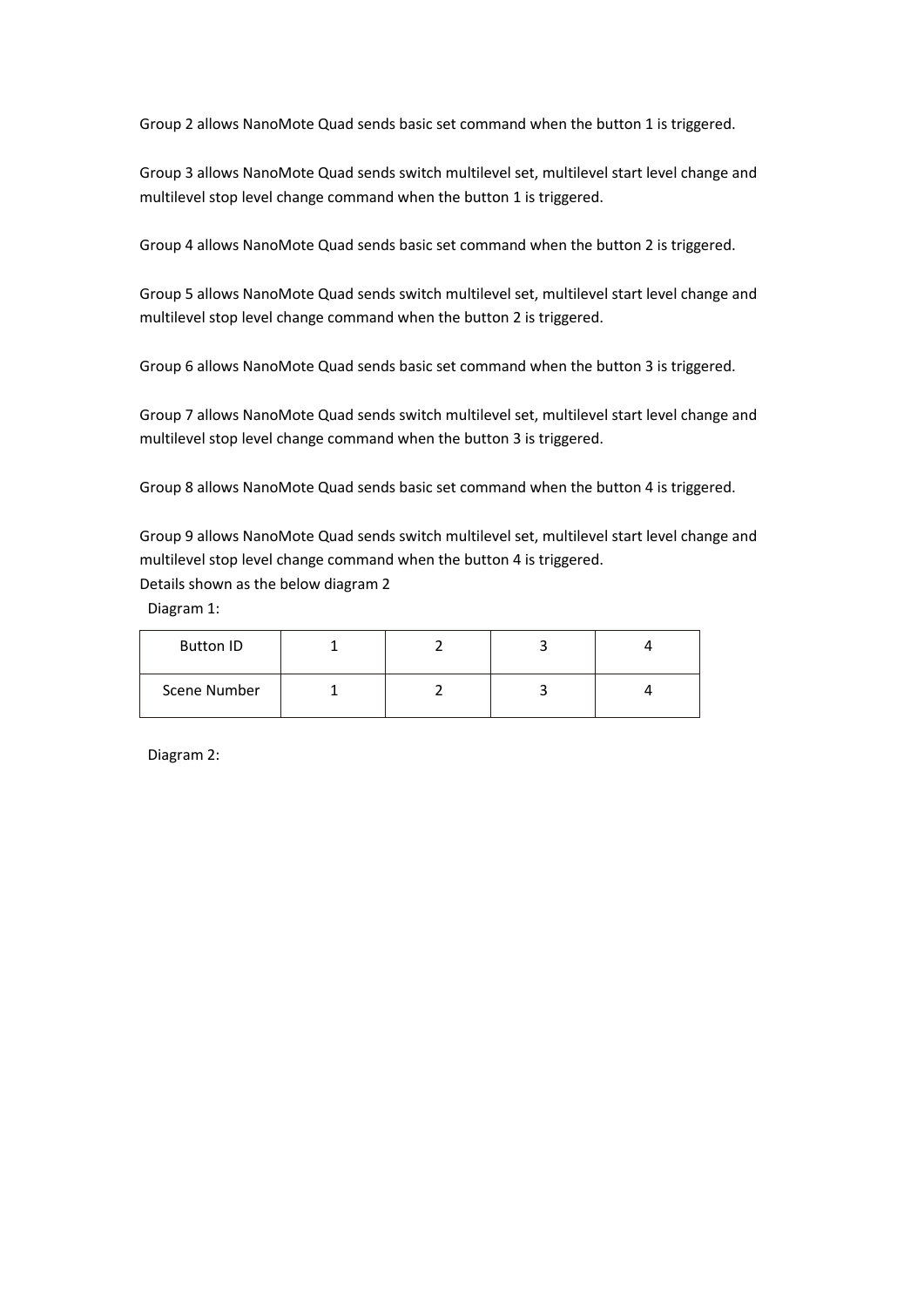Group 2 allows NanoMote Quad sends basic set command when the button 1 is triggered.

Group 3 allows NanoMote Quad sends switch multilevel set, multilevel start level change and multilevel stop level change command when the button 1 is triggered.

Group 4 allows NanoMote Quad sends basic set command when the button 2 is triggered.

Group 5 allows NanoMote Quad sends switch multilevel set, multilevel start level change and multilevel stop level change command when the button 2 is triggered.

Group 6 allows NanoMote Quad sends basic set command when the button 3 is triggered.

Group 7 allows NanoMote Quad sends switch multilevel set, multilevel start level change and multilevel stop level change command when the button 3 is triggered.

Group 8 allows NanoMote Quad sends basic set command when the button 4 is triggered.

Group 9 allows NanoMote Quad sends switch multilevel set, multilevel start level change and multilevel stop level change command when the button 4 is triggered.
Details shown as the below diagram 2

Diagram 1:

| Button ID | 1 | 2 | 3 | 4 |
|---|---|---|---|---|
| Scene Number | 1 | 2 | 3 | 4 |

Diagram 2: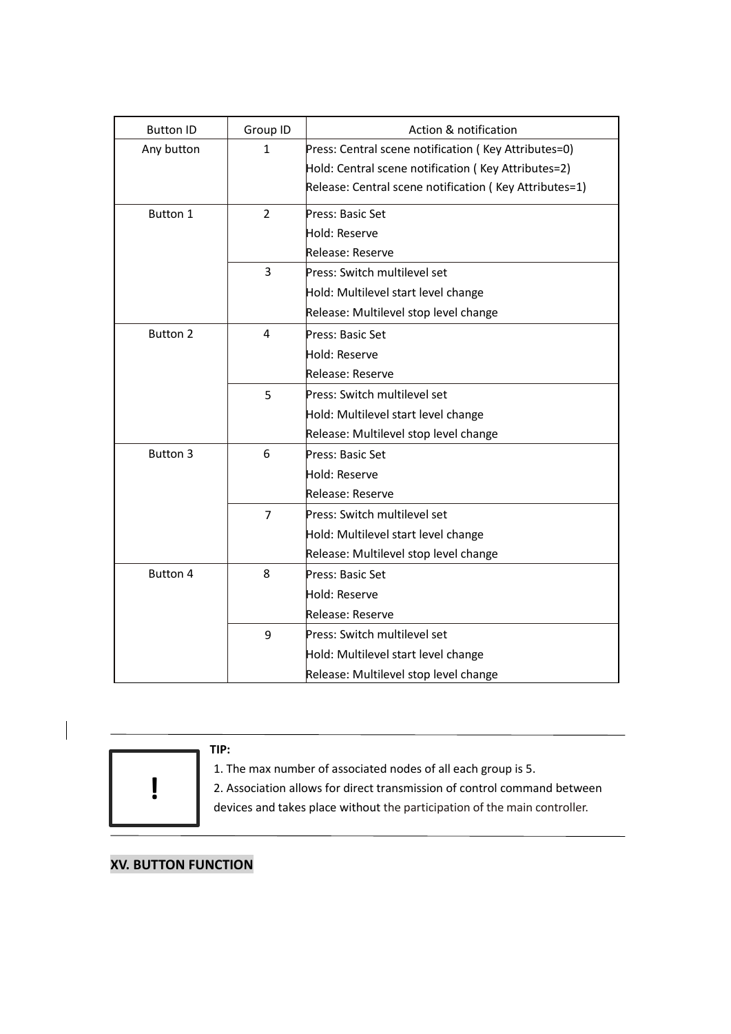| Button ID | Group ID | Action & notification |
| --- | --- | --- |
| Any button | 1 | Press: Central scene notification ( Key Attributes=0)<br>Hold: Central scene notification ( Key Attributes=2)<br>Release: Central scene notification ( Key Attributes=1) |
| Button 1 | 2 | Press: Basic Set<br>Hold: Reserve<br>Release: Reserve |
| | 3 | Press: Switch multilevel set<br>Hold: Multilevel start level change<br>Release: Multilevel stop level change |
| Button 2 | 4 | Press: Basic Set<br>Hold: Reserve<br>Release: Reserve |
| | 5 | Press: Switch multilevel set<br>Hold: Multilevel start level change<br>Release: Multilevel stop level change |
| Button 3 | 6 | Press: Basic Set<br>Hold: Reserve<br>Release: Reserve |
| | 7 | Press: Switch multilevel set<br>Hold: Multilevel start level change<br>Release: Multilevel stop level change |
| Button 4 | 8 | Press: Basic Set<br>Hold: Reserve<br>Release: Reserve |
| | 9 | Press: Switch multilevel set<br>Hold: Multilevel start level change<br>Release: Multilevel stop level change |

**!**

**TIP:**

1. The max number of associated nodes of all each group is 5.
2. Association allows for direct transmission of control command between devices and takes place without the participation of the main controller.

## XV. BUTTON FUNCTION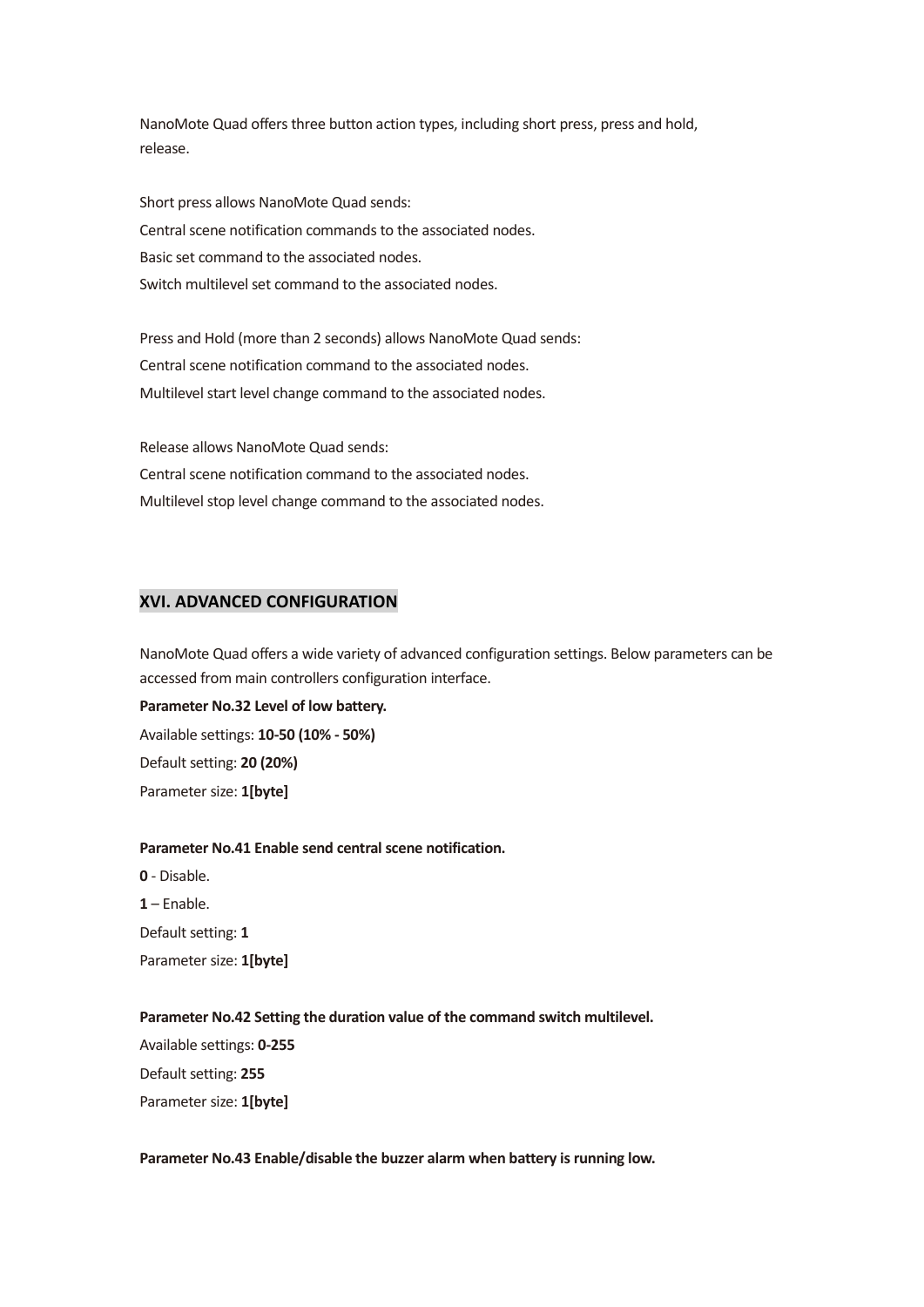NanoMote Quad offers three button action types, including short press, press and hold, release.

Short press allows NanoMote Quad sends:
Central scene notification commands to the associated nodes.
Basic set command to the associated nodes.
Switch multilevel set command to the associated nodes.

Press and Hold (more than 2 seconds) allows NanoMote Quad sends:
Central scene notification command to the associated nodes.
Multilevel start level change command to the associated nodes.

Release allows NanoMote Quad sends:
Central scene notification command to the associated nodes.
Multilevel stop level change command to the associated nodes.

## XVI. ADVANCED CONFIGURATION

NanoMote Quad offers a wide variety of advanced configuration settings. Below parameters can be accessed from main controllers configuration interface.

**Parameter No.32 Level of low battery.**

Available settings: **10-50 (10% - 50%)**

Default setting: **20 (20%)**

Parameter size: **1[byte]**

**Parameter No.41 Enable send central scene notification.**

**0** - Disable.

**1** – Enable.

Default setting: **1**

Parameter size: **1[byte]**

**Parameter No.42 Setting the duration value of the command switch multilevel.**

Available settings: **0-255**

Default setting: **255**

Parameter size: **1[byte]**

**Parameter No.43 Enable/disable the buzzer alarm when battery is running low.**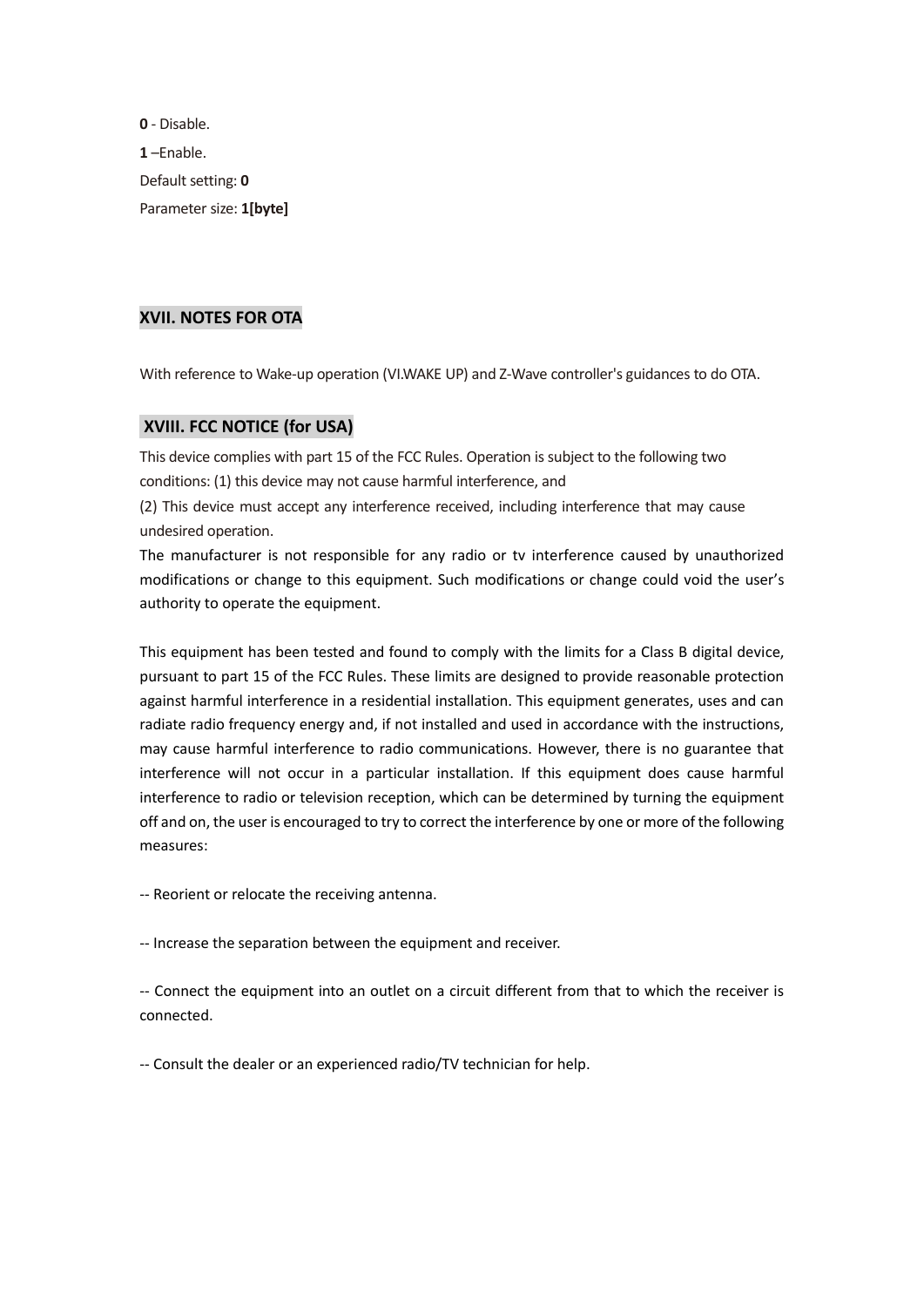**0** - Disable.

**1** –Enable.

Default setting: **0**

Parameter size: **1[byte]**

## XVII. NOTES FOR OTA

With reference to Wake-up operation (VI.WAKE UP) and Z-Wave controller's guidances to do OTA.

## XVIII. FCC NOTICE (for USA)

This device complies with part 15 of the FCC Rules. Operation is subject to the following two conditions: (1) this device may not cause harmful interference, and

(2) This device must accept any interference received, including interference that may cause undesired operation.

The manufacturer is not responsible for any radio or tv interference caused by unauthorized modifications or change to this equipment. Such modifications or change could void the user's authority to operate the equipment.

This equipment has been tested and found to comply with the limits for a Class B digital device, pursuant to part 15 of the FCC Rules. These limits are designed to provide reasonable protection against harmful interference in a residential installation. This equipment generates, uses and can radiate radio frequency energy and, if not installed and used in accordance with the instructions, may cause harmful interference to radio communications. However, there is no guarantee that interference will not occur in a particular installation. If this equipment does cause harmful interference to radio or television reception, which can be determined by turning the equipment off and on, the user is encouraged to try to correct the interference by one or more of the following measures:

-- Reorient or relocate the receiving antenna.

-- Increase the separation between the equipment and receiver.

-- Connect the equipment into an outlet on a circuit different from that to which the receiver is connected.

-- Consult the dealer or an experienced radio/TV technician for help.